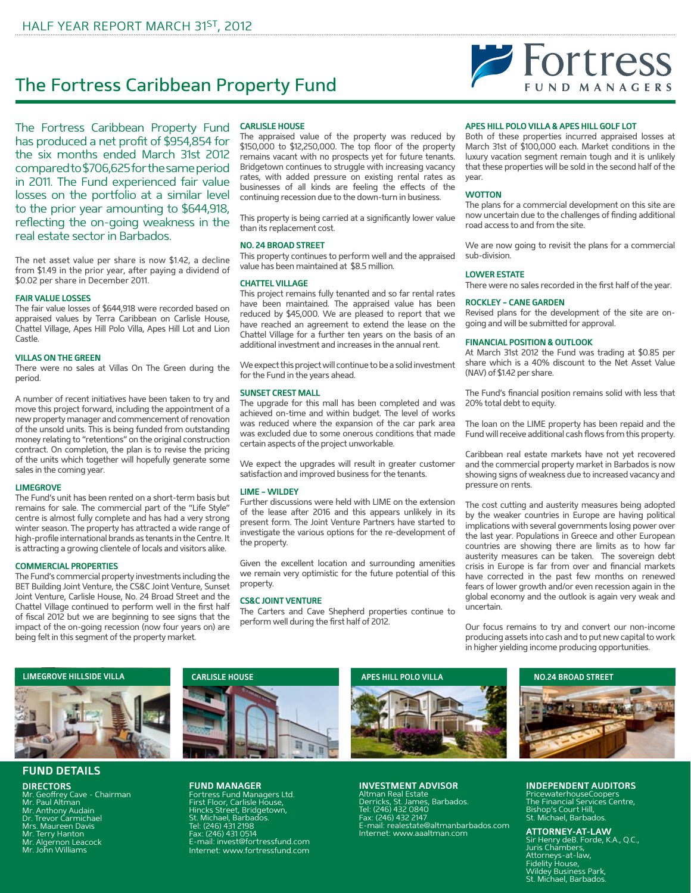HALF YEAR REPORT MARCH 31ST, 2012

# The Fortress Caribbean Property Fund

Fortress FUND MANAGERS

The Fortress Caribbean Property Fund has produced a net profit of $954,854 for the six months ended March 31st 2012 compared to $706,625 for the same period in 2011. The Fund experienced fair value losses on the portfolio at a similar level to the prior year amounting to $644,918, reflecting the on-going weakness in the real estate sector in Barbados.

The net asset value per share is now $1.42, a decline from $1.49 in the prior year, after paying a dividend of $0.02 per share in December 2011.

### FAIR VALUE LOSSES

The fair value losses of $644,918 were recorded based on appraised values by Terra Caribbean on Carlisle House, Chattel Village, Apes Hill Polo Villa, Apes Hill Lot and Lion Castle.

### VILLAS ON THE GREEN

There were no sales at Villas On The Green during the period.

A number of recent initiatives have been taken to try and move this project forward, including the appointment of a new property manager and commencement of renovation of the unsold units. This is being funded from outstanding money relating to "retentions" on the original construction contract. On completion, the plan is to revise the pricing of the units which together will hopefully generate some sales in the coming year.

### LIMEGROVE

The Fund's unit has been rented on a short-term basis but remains for sale. The commercial part of the "Life Style" centre is almost fully complete and has had a very strong winter season. The property has attracted a wide range of high-profile international brands as tenants in the Centre. It is attracting a growing clientele of locals and visitors alike.

### COMMERCIAL PROPERTIES

The Fund's commercial property investments including the BET Building Joint Venture, the CS&C Joint Venture, Sunset Joint Venture, Carlisle House, No. 24 Broad Street and the Chattel Village continued to perform well in the first half of fiscal 2012 but we are beginning to see signs that the impact of the on-going recession (now four years on) are being felt in this segment of the property market.

### CARLISLE HOUSE

The appraised value of the property was reduced by $150,000 to $12,250,000. The top floor of the property remains vacant with no prospects yet for future tenants. Bridgetown continues to struggle with increasing vacancy rates, with added pressure on existing rental rates as businesses of all kinds are feeling the effects of the continuing recession due to the down-turn in business.

This property is being carried at a significantly lower value than its replacement cost.

### NO. 24 BROAD STREET

This property continues to perform well and the appraised value has been maintained at $8.5 million.

### CHATTEL VILLAGE

This project remains fully tenanted and so far rental rates have been maintained. The appraised value has been reduced by $45,000. We are pleased to report that we have reached an agreement to extend the lease on the Chattel Village for a further ten years on the basis of an additional investment and increases in the annual rent.

We expect this project will continue to be a solid investment for the Fund in the years ahead.

### SUNSET CREST MALL

The upgrade for this mall has been completed and was achieved on-time and within budget. The level of works was reduced where the expansion of the car park area was excluded due to some onerous conditions that made certain aspects of the project unworkable.

We expect the upgrades will result in greater customer satisfaction and improved business for the tenants.

### LIME – WILDEY

Further discussions were held with LIME on the extension of the lease after 2016 and this appears unlikely in its present form. The Joint Venture Partners have started to investigate the various options for the re-development of the property.

Given the excellent location and surrounding amenities we remain very optimistic for the future potential of this property.

### CS&C JOINT VENTURE

The Carters and Cave Shepherd properties continue to perform well during the first half of 2012.

### APES HILL POLO VILLA & APES HILL GOLF LOT

Both of these properties incurred appraised losses at March 31st of $100,000 each. Market conditions in the luxury vacation segment remain tough and it is unlikely that these properties will be sold in the second half of the year.

### WOTTON

The plans for a commercial development on this site are now uncertain due to the challenges of finding additional road access to and from the site.

We are now going to revisit the plans for a commercial sub-division.

### LOWER ESTATE

There were no sales recorded in the first half of the year.

### ROCKLEY – CANE GARDEN

Revised plans for the development of the site are on-going and will be submitted for approval.

### FINANCIAL POSITION & OUTLOOK

At March 31st 2012 the Fund was trading at $0.85 per share which is a 40% discount to the Net Asset Value (NAV) of $1.42 per share.

The Fund's financial position remains solid with less that 20% total debt to equity.

The loan on the LIME property has been repaid and the Fund will receive additional cash flows from this property.

Caribbean real estate markets have not yet recovered and the commercial property market in Barbados is now showing signs of weakness due to increased vacancy and pressure on rents.

The cost cutting and austerity measures being adopted by the weaker countries in Europe are having political implications with several governments losing power over the last year. Populations in Greece and other European countries are showing there are limits as to how far austerity measures can be taken. The sovereign debt crisis in Europe is far from over and financial markets have corrected in the past few months on renewed fears of lower growth and/or even recession again in the global economy and the outlook is again very weak and uncertain.

Our focus remains to try and convert our non-income producing assets into cash and to put new capital to work in higher yielding income producing opportunities.

LIMEGROVE HILLSIDE VILLA

CARLISLE HOUSE

APES HILL POLO VILLA

NO.24 BROAD STREET

## FUND DETAILS

**DIRECTORS**
Mr. Geoffrey Cave - Chairman
Mr. Paul Altman
Mr. Anthony Audain
Dr. Trevor Carmichael
Mrs. Maureen Davis
Mr. Terry Hanton
Mr. Algernon Leacock
Mr. John Williams

**FUND MANAGER**
Fortress Fund Managers Ltd.
First Floor, Carlisle House,
Hincks Street, Bridgetown,
St. Michael, Barbados.
Tel: (246) 431 2198
Fax: (246) 431 0514
E-mail: invest@fortressfund.com
Internet: www.fortressfund.com

**INVESTMENT ADVISOR**
Altman Real Estate
Derricks, St. James, Barbados.
Tel: (246) 432 0840
Fax: (246) 432 2147
E-mail: realestate@altmanbarbados.com
Internet: www.aaaltman.com

**INDEPENDENT AUDITORS**
PricewaterhouseCoopers
The Financial Services Centre,
Bishop's Court Hill,
St. Michael, Barbados.

**ATTORNEY-AT-LAW**
Sir Henry deB. Forde, K.A., Q.C.,
Juris Chambers,
Attorneys-at-law,
Fidelity House,
Wildey Business Park,
St. Michael, Barbados.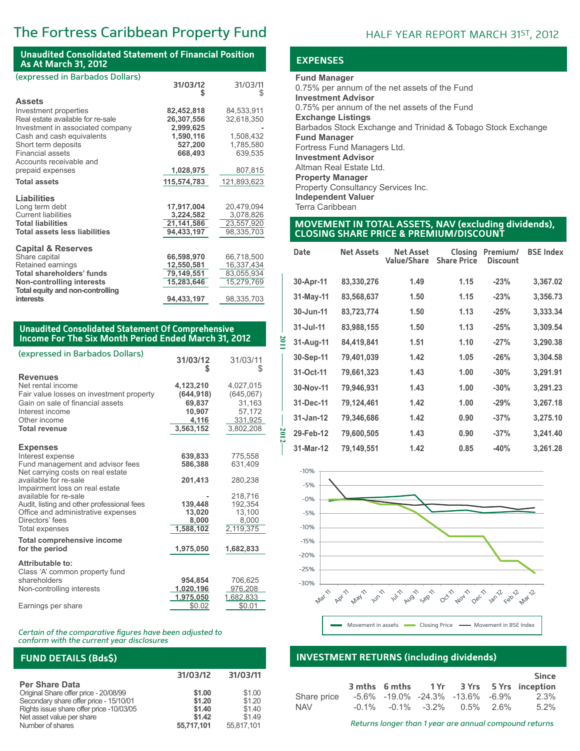# The Fortress Caribbean Property Fund

HALF YEAR REPORT MARCH 31ST, 2012

## Unaudited Consolidated Statement of Financial Position As At March 31, 2012

(expressed in Barbados Dollars)

| | 31/03/12 $ | 31/03/11 $ |
|---|---|---|
| **Assets** | | |
| Investment properties | **82,452,818** | 84,533,911 |
| Real estate available for re-sale | **26,307,556** | 32,618,350 |
| Investment in associated company | **2,999,625** | - |
| Cash and cash equivalents | **1,590,116** | 1,508,432 |
| Short term deposits | **527,200** | 1,785,580 |
| Financial assets | **668,493** | 639,535 |
| Accounts receivable and prepaid expenses | **1,028,975** | 807,815 |
| **Total assets** | **115,574,783** | 121,893,623 |
| **Liabilities** | | |
| Long term debt | **17,917,004** | 20,479,094 |
| Current liabilities | **3,224,582** | 3,078,826 |
| **Total liabilities** | **21,141,586** | 23,557,920 |
| **Total assets less liabilities** | **94,433,197** | 98,335,703 |
| **Capital & Reserves** | | |
| Share capital | **66,598,970** | 66,718,500 |
| Retained earnings | **12,550,581** | 16,337,434 |
| **Total shareholders' funds** | **79,149,551** | 83,055,934 |
| **Non-controlling interests** | **15,283,646** | 15,279,769 |
| **Total equity and non-controlling interests** | **94,433,197** | 98,335,703 |

## Unaudited Consolidated Statement Of Comprehensive Income For The Six Month Period Ended March 31, 2012

(expressed in Barbados Dollars)

| | 31/03/12 $ | 31/03/11 $ |
|---|---|---|
| **Revenues** | | |
| Net rental income | **4,123,210** | 4,027,015 |
| Fair value losses on investment property | **(644,918)** | (645,067) |
| Gain on sale of financial assets | **69,837** | 31,163 |
| Interest income | **10,907** | 57,172 |
| Other income | **4,116** | 331,925 |
| **Total revenue** | **3,563,152** | 3,802,208 |
| **Expenses** | | |
| Interest expense | **639,833** | 775,558 |
| Fund management and advisor fees | **586,388** | 631,409 |
| Net carrying costs on real estate available for re-sale | **201,413** | 280,238 |
| Impairment loss on real estate available for re-sale | **-** | 218,716 |
| Audit, listing and other professional fees | **139,448** | 192,354 |
| Office and administrative expenses | **13,020** | 13,100 |
| Directors' fees | **8,000** | 8,000 |
| Total expenses | **1,588,102** | 2,119,375 |
| **Total comprehensive income for the period** | **1,975,050** | **1,682,833** |
| **Attributable to:** | | |
| Class 'A' common property fund shareholders | **954,854** | 706,625 |
| Non-controlling interests | **1,020,196** | 976,208 |
| | **1,975,050** | 1,682,833 |
| Earnings per share | **$0.02** | $0.01 |

*Certain of the comparative figures have been adjusted to conform with the current year disclosures*

## FUND DETAILS (Bds$)

| | 31/03/12 | 31/03/11 |
|---|---|---|
| **Per Share Data** | | |
| Original Share offer price - 20/08/99 | **$1.00** | $1.00 |
| Secondary share offer price - 15/10/01 | **$1.20** | $1.20 |
| Rights issue share offer price -10/03/05 | **$1.40** | $1.40 |
| Net asset value per share | **$1.42** | $1.49 |
| Number of shares | **55,717,101** | 55,817,101 |

## EXPENSES

**Fund Manager**
0.75% per annum of the net assets of the Fund

**Investment Advisor**
0.75% per annum of the net assets of the Fund

**Exchange Listings**
Barbados Stock Exchange and Trinidad & Tobago Stock Exchange

**Fund Manager**
Fortress Fund Managers Ltd.

**Investment Advisor**
Altman Real Estate Ltd.

**Property Manager**
Property Consultancy Services Inc.

**Independent Valuer**
Terra Caribbean

## MOVEMENT IN TOTAL ASSETS, NAV (excluding dividends), CLOSING SHARE PRICE & PREMIUM/DISCOUNT

| Date | Net Assets | Net Asset Value/Share | Closing Share Price | Premium/ Discount | BSE Index |
|---|---|---|---|---|---|
| 30-Apr-11 | 83,330,276 | 1.49 | 1.15 | -23% | 3,367.02 |
| 31-May-11 | 83,568,637 | 1.50 | 1.15 | -23% | 3,356.73 |
| 30-Jun-11 | 83,723,774 | 1.50 | 1.13 | -25% | 3,333.34 |
| 31-Jul-11 | 83,988,155 | 1.50 | 1.13 | -25% | 3,309.54 |
| 31-Aug-11 | 84,419,841 | 1.51 | 1.10 | -27% | 3,290.38 |
| 30-Sep-11 | 79,401,039 | 1.42 | 1.05 | -26% | 3,304.58 |
| 31-Oct-11 | 79,661,323 | 1.43 | 1.00 | -30% | 3,291.91 |
| 30-Nov-11 | 79,946,931 | 1.43 | 1.00 | -30% | 3,291.23 |
| 31-Dec-11 | 79,124,461 | 1.42 | 1.00 | -29% | 3,267.18 |
| 31-Jan-12 | 79,346,686 | 1.42 | 0.90 | -37% | 3,275.10 |
| 29-Feb-12 | 79,600,505 | 1.43 | 0.90 | -37% | 3,241.40 |
| 31-Mar-12 | 79,149,551 | 1.42 | 0.85 | -40% | 3,261.28 |

-10%
-5%
-0%
-5%
-10%
-15%
-20%
-25%
-30%

Mar 11, Apr 11, May 11, Jun 11, Jul 11, Aug 11, Sep 11, Oct 11, Nov 11, Dec 11, Jan 12, Feb 12, Mar 12

Movement in assets — Closing Price — Movement in BSE Index

## INVESTMENT RETURNS (including dividends)

| | 3 mths | 6 mths | 1 Yr | 3 Yrs | 5 Yrs | Since inception |
|---|---|---|---|---|---|---|
| Share price | -5.6% | -19.0% | -24.3% | -13.6% | -6.9% | 2.3% |
| NAV | -0.1% | -0.1% | -3.2% | 0.5% | 2.6% | 5.2% |

*Returns longer than 1 year are annual compound returns*